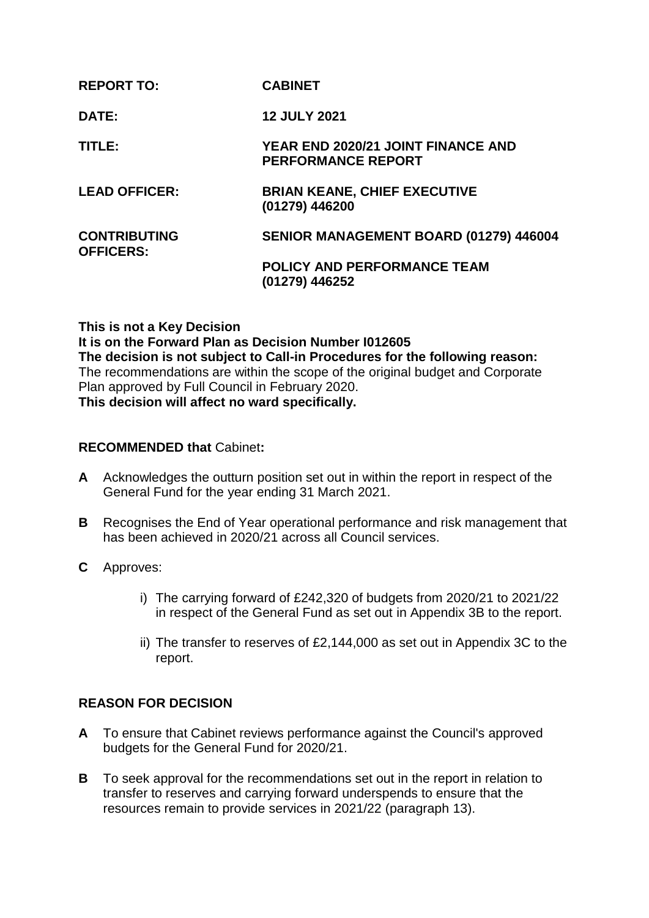| | |
|---|---|
| **REPORT TO:** | **CABINET** |
| **DATE:** | **12 JULY 2021** |
| **TITLE:** | **YEAR END 2020/21 JOINT FINANCE AND PERFORMANCE REPORT** |
| **LEAD OFFICER:** | **BRIAN KEANE, CHIEF EXECUTIVE (01279) 446200** |
| **CONTRIBUTING OFFICERS:** | **SENIOR MANAGEMENT BOARD (01279) 446004**<br>**POLICY AND PERFORMANCE TEAM (01279) 446252** |

**This is not a Key Decision**
**It is on the Forward Plan as Decision Number I012605**
**The decision is not subject to Call-in Procedures for the following reason:**
The recommendations are within the scope of the original budget and Corporate Plan approved by Full Council in February 2020.
**This decision will affect no ward specifically.**

**RECOMMENDED that** Cabinet**:**

**A** Acknowledges the outturn position set out in within the report in respect of the General Fund for the year ending 31 March 2021.

**B** Recognises the End of Year operational performance and risk management that has been achieved in 2020/21 across all Council services.

**C** Approves:

i) The carrying forward of £242,320 of budgets from 2020/21 to 2021/22 in respect of the General Fund as set out in Appendix 3B to the report.

ii) The transfer to reserves of £2,144,000 as set out in Appendix 3C to the report.

## REASON FOR DECISION

**A** To ensure that Cabinet reviews performance against the Council's approved budgets for the General Fund for 2020/21.

**B** To seek approval for the recommendations set out in the report in relation to transfer to reserves and carrying forward underspends to ensure that the resources remain to provide services in 2021/22 (paragraph 13).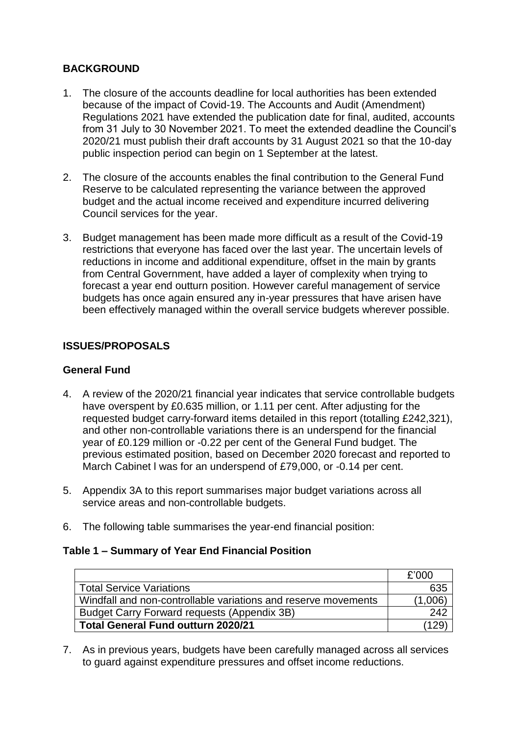## BACKGROUND

1. The closure of the accounts deadline for local authorities has been extended because of the impact of Covid-19. The Accounts and Audit (Amendment) Regulations 2021 have extended the publication date for final, audited, accounts from 31 July to 30 November 2021. To meet the extended deadline the Council's 2020/21 must publish their draft accounts by 31 August 2021 so that the 10-day public inspection period can begin on 1 September at the latest.

2. The closure of the accounts enables the final contribution to the General Fund Reserve to be calculated representing the variance between the approved budget and the actual income received and expenditure incurred delivering Council services for the year.

3. Budget management has been made more difficult as a result of the Covid-19 restrictions that everyone has faced over the last year. The uncertain levels of reductions in income and additional expenditure, offset in the main by grants from Central Government, have added a layer of complexity when trying to forecast a year end outturn position. However careful management of service budgets has once again ensured any in-year pressures that have arisen have been effectively managed within the overall service budgets wherever possible.

## ISSUES/PROPOSALS

### General Fund

4. A review of the 2020/21 financial year indicates that service controllable budgets have overspent by £0.635 million, or 1.11 per cent. After adjusting for the requested budget carry-forward items detailed in this report (totalling £242,321), and other non-controllable variations there is an underspend for the financial year of £0.129 million or -0.22 per cent of the General Fund budget. The previous estimated position, based on December 2020 forecast and reported to March Cabinet l was for an underspend of £79,000, or -0.14 per cent.

5. Appendix 3A to this report summarises major budget variations across all service areas and non-controllable budgets.

6. The following table summarises the year-end financial position:

**Table 1 – Summary of Year End Financial Position**

| | £'000 |
|---|---:|
| Total Service Variations | 635 |
| Windfall and non-controllable variations and reserve movements | (1,006) |
| Budget Carry Forward requests (Appendix 3B) | 242 |
| **Total General Fund outturn 2020/21** | (129) |

7. As in previous years, budgets have been carefully managed across all services to guard against expenditure pressures and offset income reductions.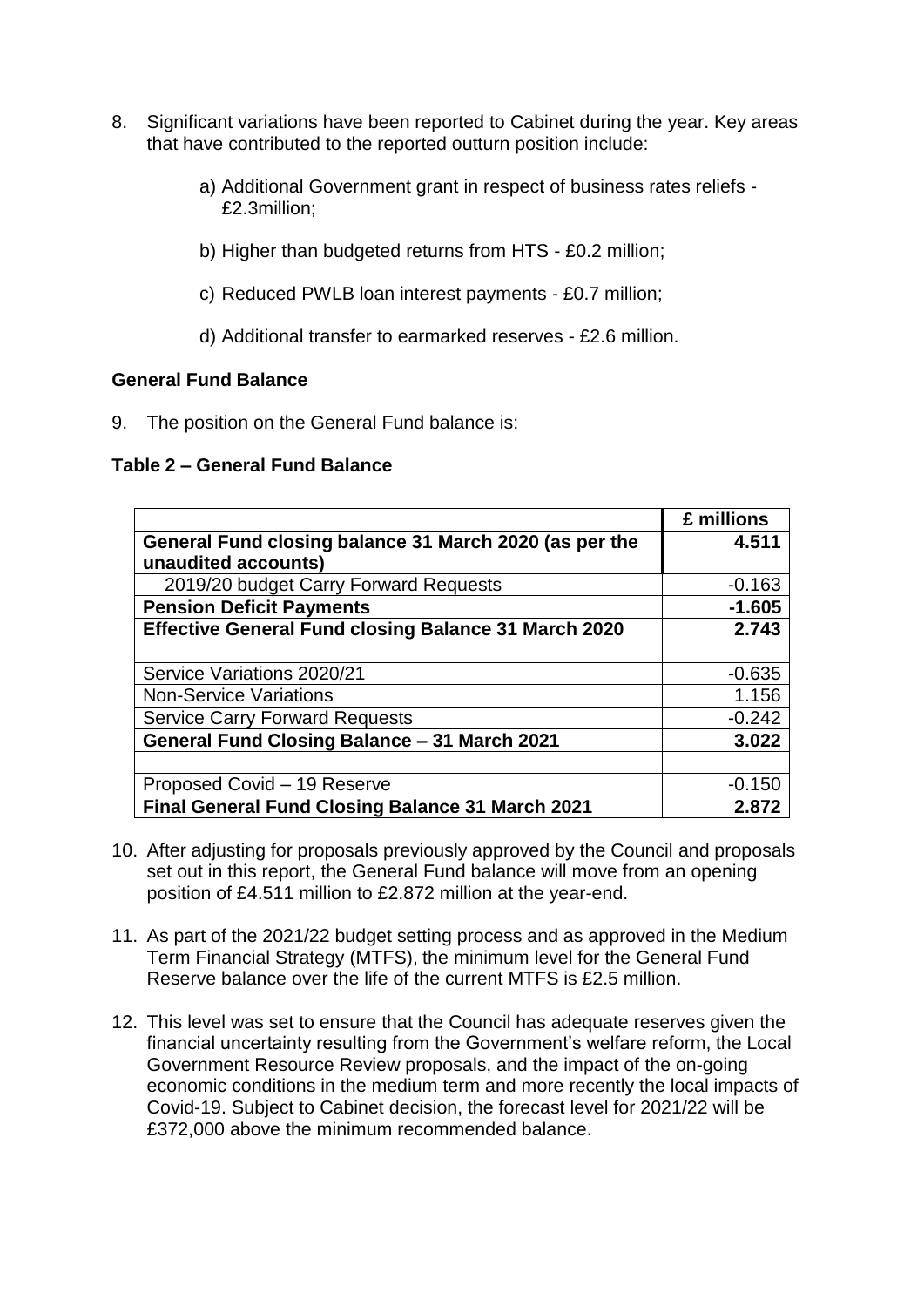8. Significant variations have been reported to Cabinet during the year. Key areas that have contributed to the reported outturn position include:

   a) Additional Government grant in respect of business rates reliefs - £2.3million;

   b) Higher than budgeted returns from HTS - £0.2 million;

   c) Reduced PWLB loan interest payments - £0.7 million;

   d) Additional transfer to earmarked reserves - £2.6 million.

**General Fund Balance**

9. The position on the General Fund balance is:

**Table 2 – General Fund Balance**

| | **£ millions** |
|---|---|
| **General Fund closing balance 31 March 2020 (as per the unaudited accounts)** | **4.511** |
| 2019/20 budget Carry Forward Requests | -0.163 |
| **Pension Deficit Payments** | **-1.605** |
| **Effective General Fund closing Balance 31 March 2020** | **2.743** |
| | |
| Service Variations 2020/21 | -0.635 |
| Non-Service Variations | 1.156 |
| Service Carry Forward Requests | -0.242 |
| **General Fund Closing Balance – 31 March 2021** | **3.022** |
| | |
| Proposed Covid – 19 Reserve | -0.150 |
| **Final General Fund Closing Balance 31 March 2021** | **2.872** |

10. After adjusting for proposals previously approved by the Council and proposals set out in this report, the General Fund balance will move from an opening position of £4.511 million to £2.872 million at the year-end.

11. As part of the 2021/22 budget setting process and as approved in the Medium Term Financial Strategy (MTFS), the minimum level for the General Fund Reserve balance over the life of the current MTFS is £2.5 million.

12. This level was set to ensure that the Council has adequate reserves given the financial uncertainty resulting from the Government's welfare reform, the Local Government Resource Review proposals, and the impact of the on-going economic conditions in the medium term and more recently the local impacts of Covid-19. Subject to Cabinet decision, the forecast level for 2021/22 will be £372,000 above the minimum recommended balance.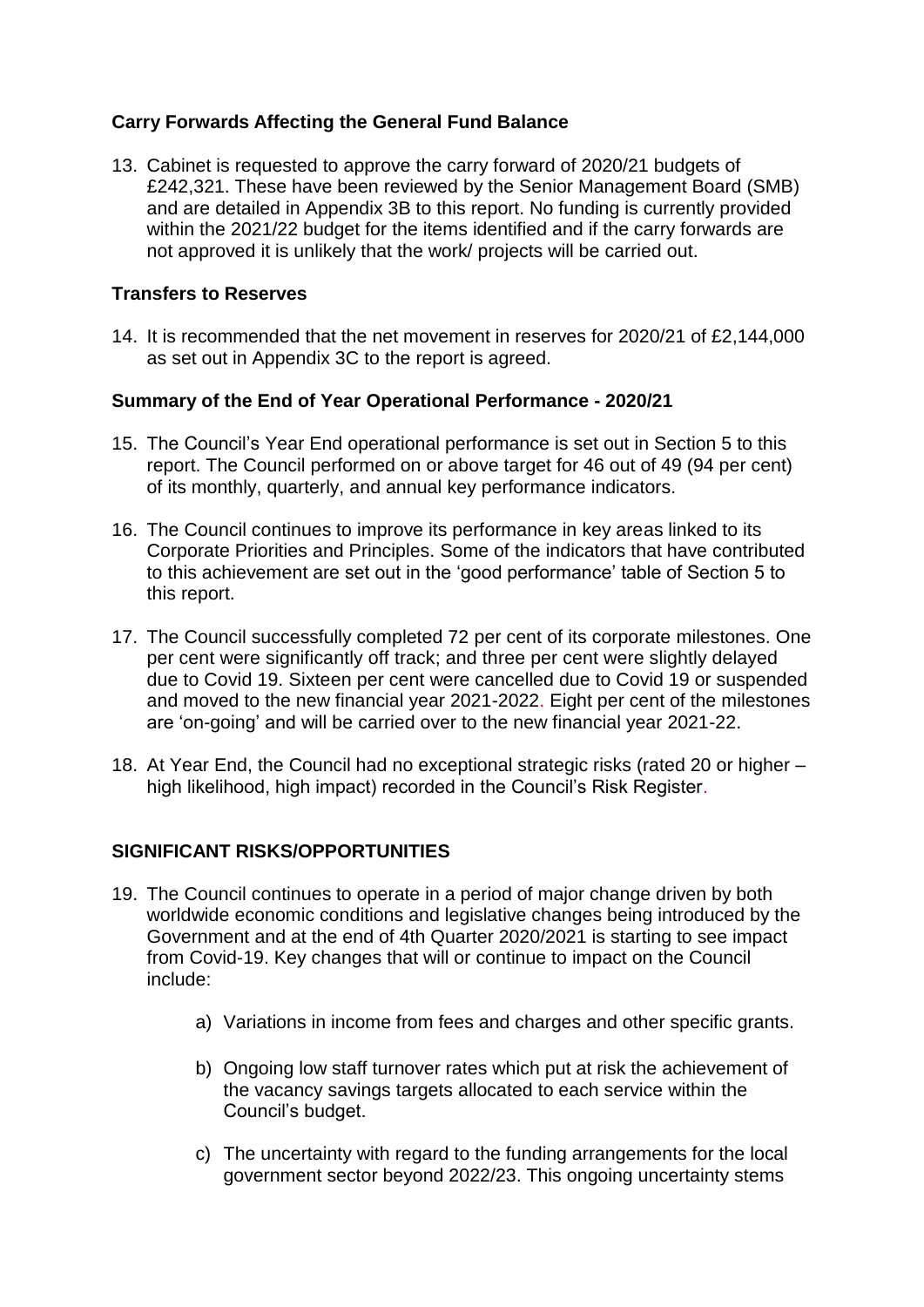### Carry Forwards Affecting the General Fund Balance

13. Cabinet is requested to approve the carry forward of 2020/21 budgets of £242,321. These have been reviewed by the Senior Management Board (SMB) and are detailed in Appendix 3B to this report. No funding is currently provided within the 2021/22 budget for the items identified and if the carry forwards are not approved it is unlikely that the work/ projects will be carried out.

### Transfers to Reserves

14. It is recommended that the net movement in reserves for 2020/21 of £2,144,000 as set out in Appendix 3C to the report is agreed.

### Summary of the End of Year Operational Performance - 2020/21

15. The Council's Year End operational performance is set out in Section 5 to this report. The Council performed on or above target for 46 out of 49 (94 per cent) of its monthly, quarterly, and annual key performance indicators.

16. The Council continues to improve its performance in key areas linked to its Corporate Priorities and Principles. Some of the indicators that have contributed to this achievement are set out in the 'good performance' table of Section 5 to this report.

17. The Council successfully completed 72 per cent of its corporate milestones. One per cent were significantly off track; and three per cent were slightly delayed due to Covid 19. Sixteen per cent were cancelled due to Covid 19 or suspended and moved to the new financial year 2021-2022. Eight per cent of the milestones are 'on-going' and will be carried over to the new financial year 2021-22.

18. At Year End, the Council had no exceptional strategic risks (rated 20 or higher – high likelihood, high impact) recorded in the Council's Risk Register.

## SIGNIFICANT RISKS/OPPORTUNITIES

19. The Council continues to operate in a period of major change driven by both worldwide economic conditions and legislative changes being introduced by the Government and at the end of 4th Quarter 2020/2021 is starting to see impact from Covid-19. Key changes that will or continue to impact on the Council include:

    a) Variations in income from fees and charges and other specific grants.

    b) Ongoing low staff turnover rates which put at risk the achievement of the vacancy savings targets allocated to each service within the Council's budget.

    c) The uncertainty with regard to the funding arrangements for the local government sector beyond 2022/23. This ongoing uncertainty stems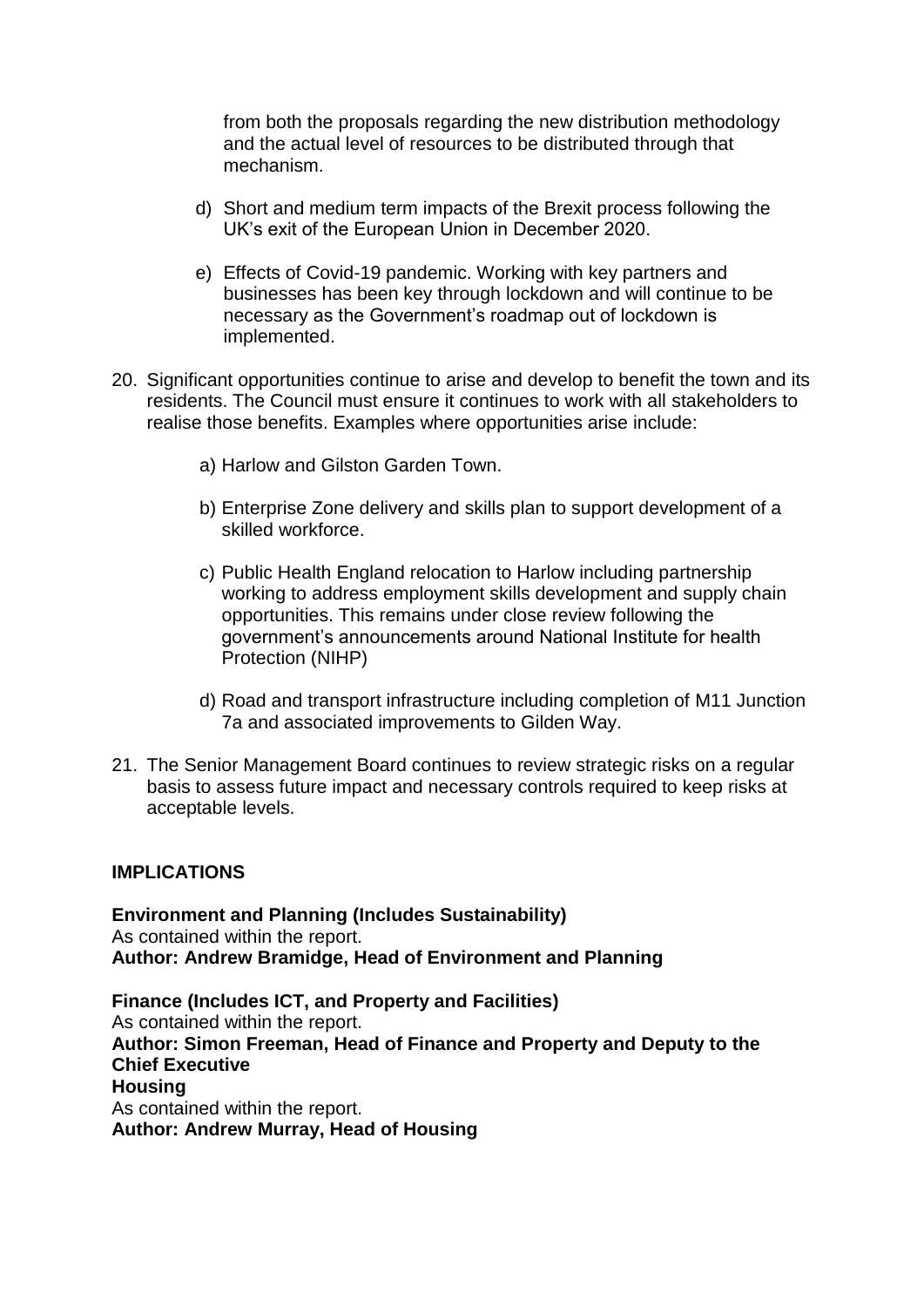from both the proposals regarding the new distribution methodology and the actual level of resources to be distributed through that mechanism.

d) Short and medium term impacts of the Brexit process following the UK's exit of the European Union in December 2020.

e) Effects of Covid-19 pandemic. Working with key partners and businesses has been key through lockdown and will continue to be necessary as the Government's roadmap out of lockdown is implemented.

20. Significant opportunities continue to arise and develop to benefit the town and its residents. The Council must ensure it continues to work with all stakeholders to realise those benefits. Examples where opportunities arise include:

    a) Harlow and Gilston Garden Town.

    b) Enterprise Zone delivery and skills plan to support development of a skilled workforce.

    c) Public Health England relocation to Harlow including partnership working to address employment skills development and supply chain opportunities. This remains under close review following the government's announcements around National Institute for health Protection (NIHP)

    d) Road and transport infrastructure including completion of M11 Junction 7a and associated improvements to Gilden Way.

21. The Senior Management Board continues to review strategic risks on a regular basis to assess future impact and necessary controls required to keep risks at acceptable levels.

**IMPLICATIONS**

**Environment and Planning (Includes Sustainability)**
As contained within the report.
**Author: Andrew Bramidge, Head of Environment and Planning**

**Finance (Includes ICT, and Property and Facilities)**
As contained within the report.
**Author: Simon Freeman, Head of Finance and Property and Deputy to the Chief Executive**

**Housing**
As contained within the report.
**Author: Andrew Murray, Head of Housing**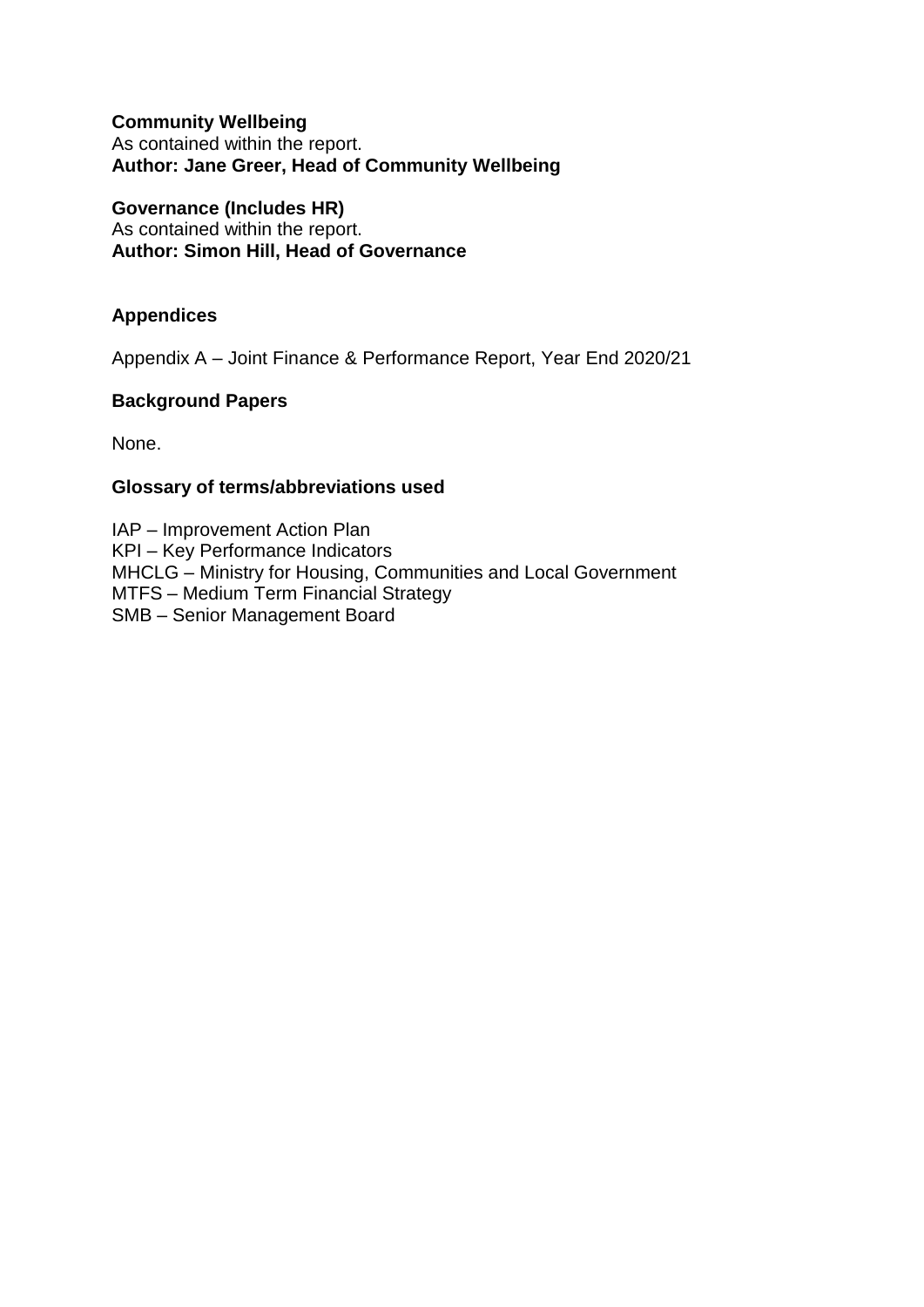**Community Wellbeing**
As contained within the report.
**Author: Jane Greer, Head of Community Wellbeing**

**Governance (Includes HR)**
As contained within the report.
**Author: Simon Hill, Head of Governance**

## Appendices

Appendix A – Joint Finance & Performance Report, Year End 2020/21

## Background Papers

None.

## Glossary of terms/abbreviations used

IAP – Improvement Action Plan
KPI – Key Performance Indicators
MHCLG – Ministry for Housing, Communities and Local Government
MTFS – Medium Term Financial Strategy
SMB – Senior Management Board